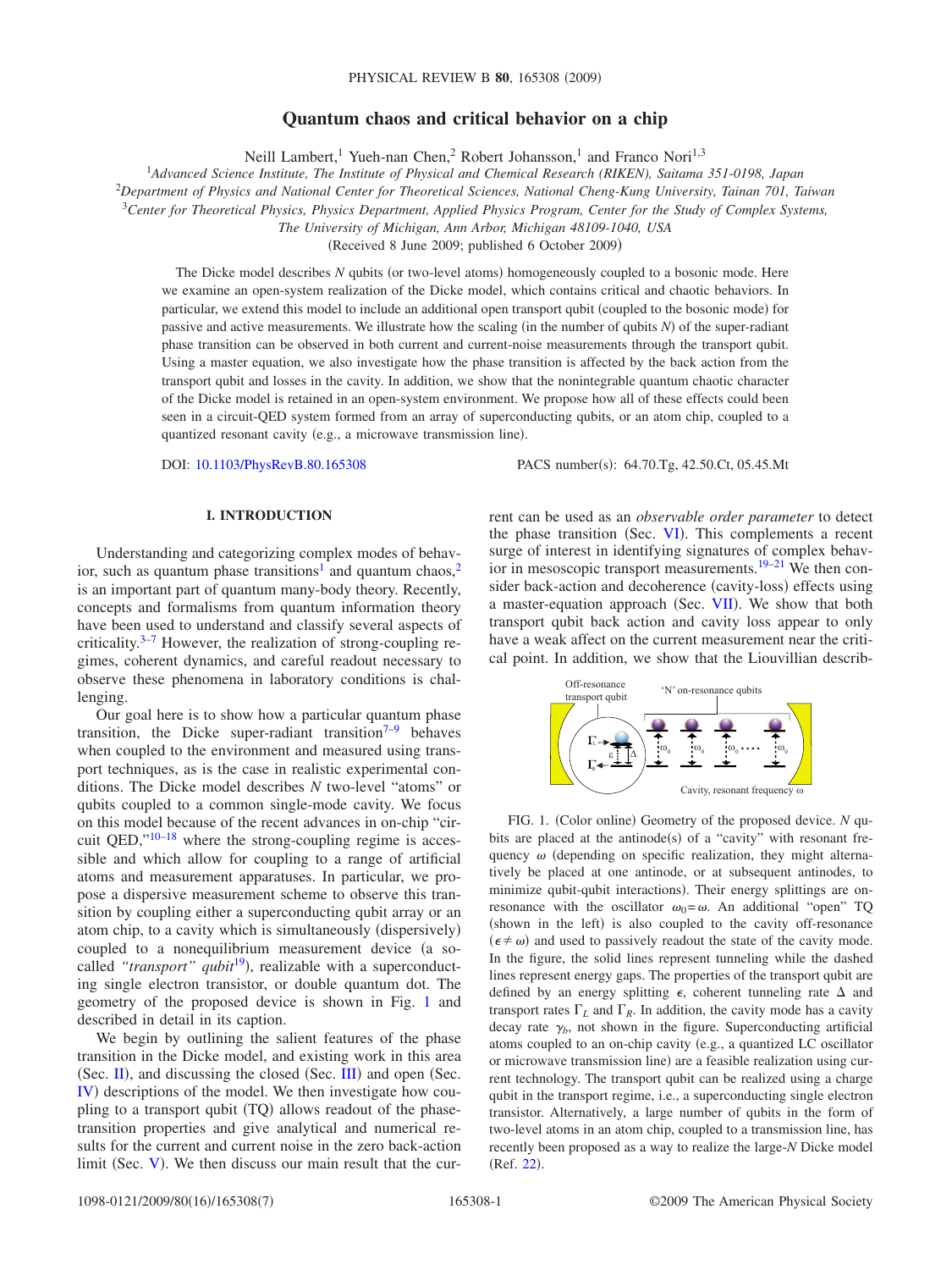# Quantum chaos and critical behavior on a chip

Neill Lambert,[1] Yueh-nan Chen,[2] Robert Johansson,[1] and Franco Nori[1,3]

[1]*Advanced Science Institute, The Institute of Physical and Chemical Research (RIKEN), Saitama 351-0198, Japan*
[2]*Department of Physics and National Center for Theoretical Sciences, National Cheng-Kung University, Tainan 701, Taiwan*
[3]*Center for Theoretical Physics, Physics Department, Applied Physics Program, Center for the Study of Complex Systems, The University of Michigan, Ann Arbor, Michigan 48109-1040, USA*

(Received 8 June 2009; published 6 October 2009)

The Dicke model describes $N$ qubits (or two-level atoms) homogeneously coupled to a bosonic mode. Here we examine an open-system realization of the Dicke model, which contains critical and chaotic behaviors. In particular, we extend this model to include an additional open transport qubit (coupled to the bosonic mode) for passive and active measurements. We illustrate how the scaling (in the number of qubits $N$) of the super-radiant phase transition can be observed in both current and current-noise measurements through the transport qubit. Using a master equation, we also investigate how the phase transition is affected by the back action from the transport qubit and losses in the cavity. In addition, we show that the nonintegrable quantum chaotic character of the Dicke model is retained in an open-system environment. We propose how all of these effects could been seen in a circuit-QED system formed from an array of superconducting qubits, or an atom chip, coupled to a quantized resonant cavity (e.g., a microwave transmission line).

DOI: 10.1103/PhysRevB.80.165308 PACS number(s): 64.70.Tg, 42.50.Ct, 05.45.Mt

## I. INTRODUCTION

Understanding and categorizing complex modes of behavior, such as quantum phase transitions[1] and quantum chaos,[2] is an important part of quantum many-body theory. Recently, concepts and formalisms from quantum information theory have been used to understand and classify several aspects of criticality.[3–7] However, the realization of strong-coupling regimes, coherent dynamics, and careful readout necessary to observe these phenomena in laboratory conditions is challenging.

Our goal here is to show how a particular quantum phase transition, the Dicke super-radiant transition[7–9] behaves when coupled to the environment and measured using transport techniques, as is the case in realistic experimental conditions. The Dicke model describes $N$ two-level "atoms" or qubits coupled to a common single-mode cavity. We focus on this model because of the recent advances in on-chip "circuit QED,"[10–18] where the strong-coupling regime is accessible and which allow for coupling to a range of artificial atoms and measurement apparatuses. In particular, we propose a dispersive measurement scheme to observe this transition by coupling either a superconducting qubit array or an atom chip, to a cavity which is simultaneously (dispersively) coupled to a nonequilibrium measurement device (a so-called *"transport" qubit*[19]), realizable with a superconducting single electron transistor, or double quantum dot. The geometry of the proposed device is shown in Fig. 1 and described in detail in its caption.

We begin by outlining the salient features of the phase transition in the Dicke model, and existing work in this area (Sec. II), and discussing the closed (Sec. III) and open (Sec. IV) descriptions of the model. We then investigate how coupling to a transport qubit (TQ) allows readout of the phase-transition properties and give analytical and numerical results for the current and current noise in the zero back-action limit (Sec. V). We then discuss our main result that the current can be used as an *observable order parameter* to detect the phase transition (Sec. VI). This complements a recent surge of interest in identifying signatures of complex behavior in mesoscopic transport measurements.[19–21] We then consider back-action and decoherence (cavity-loss) effects using a master-equation approach (Sec. VII). We show that both transport qubit back action and cavity loss appear to only have a weak affect on the current measurement near the critical point. In addition, we show that the Liouvillian describ-

FIG. 1. (Color online) Geometry of the proposed device. $N$ qubits are placed at the antinode(s) of a "cavity" with resonant frequency $\omega$ (depending on specific realization, they might alternatively be placed at one antinode, or at subsequent antinodes, to minimize qubit-qubit interactions). Their energy splittings are on-resonance with the oscillator $\omega_0=\omega$. An additional "open" TQ (shown in the left) is also coupled to the cavity off-resonance ($\epsilon \neq \omega$) and used to passively readout the state of the cavity mode. In the figure, the solid lines represent tunneling while the dashed lines represent energy gaps. The properties of the transport qubit are defined by an energy splitting $\epsilon$, coherent tunneling rate $\Delta$ and transport rates $\Gamma_L$ and $\Gamma_R$. In addition, the cavity mode has a cavity decay rate $\gamma_b$, not shown in the figure. Superconducting artificial atoms coupled to an on-chip cavity (e.g., a quantized LC oscillator or microwave transmission line) are a feasible realization using current technology. The transport qubit can be realized using a charge qubit in the transport regime, i.e., a superconducting single electron transistor. Alternatively, a large number of qubits in the form of two-level atoms in an atom chip, coupled to a transmission line, has recently been proposed as a way to realize the large-$N$ Dicke model (Ref. 22).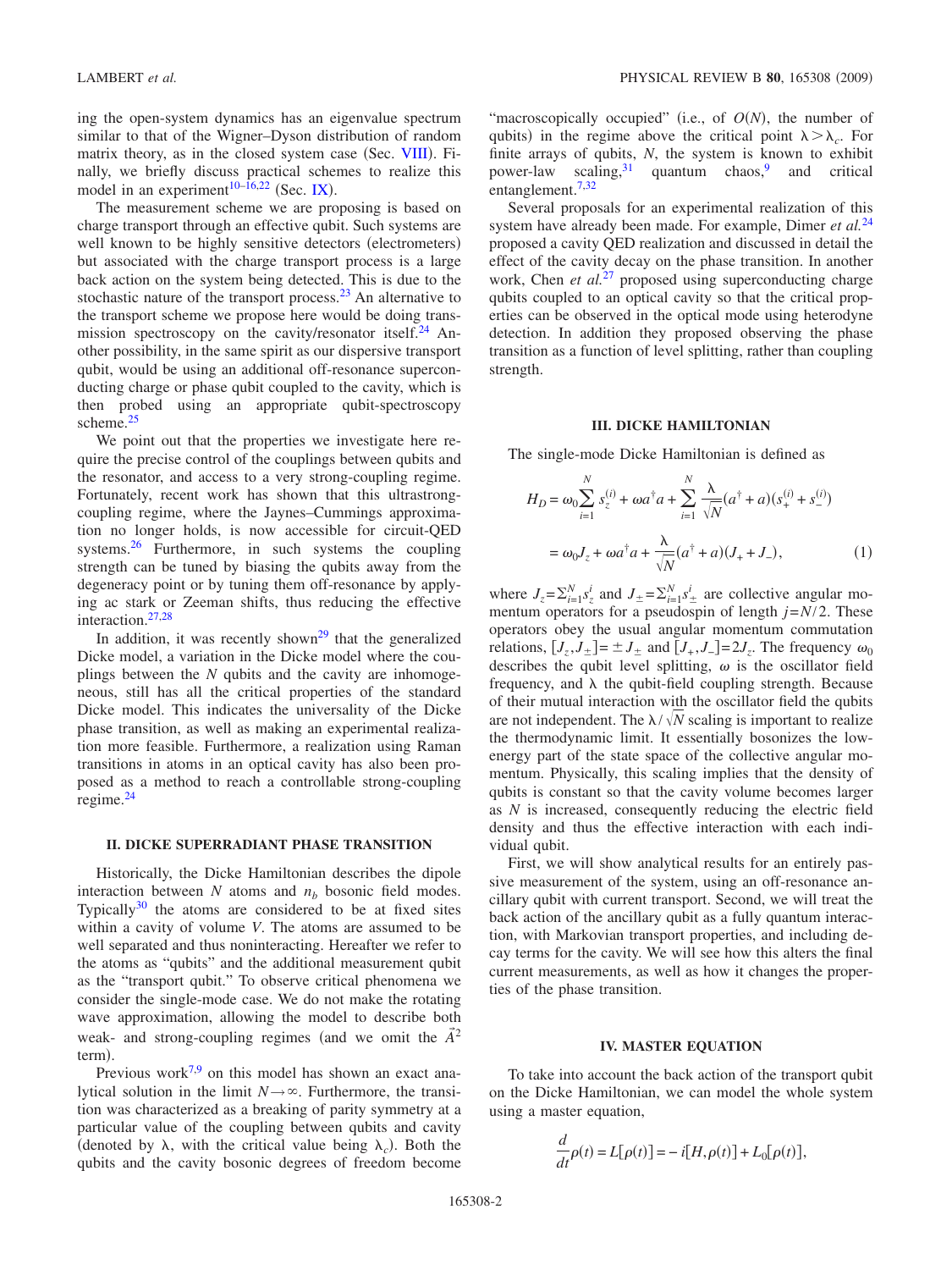ing the open-system dynamics has an eigenvalue spectrum similar to that of the Wigner–Dyson distribution of random matrix theory, as in the closed system case (Sec. VIII). Finally, we briefly discuss practical schemes to realize this model in an experiment[10–16,22] (Sec. IX).

The measurement scheme we are proposing is based on charge transport through an effective qubit. Such systems are well known to be highly sensitive detectors (electrometers) but associated with the charge transport process is a large back action on the system being detected. This is due to the stochastic nature of the transport process.[23] An alternative to the transport scheme we propose here would be doing transmission spectroscopy on the cavity/resonator itself.[24] Another possibility, in the same spirit as our dispersive transport qubit, would be using an additional off-resonance superconducting charge or phase qubit coupled to the cavity, which is then probed using an appropriate qubit-spectroscopy scheme.[25]

We point out that the properties we investigate here require the precise control of the couplings between qubits and the resonator, and access to a very strong-coupling regime. Fortunately, recent work has shown that this ultrastrong-coupling regime, where the Jaynes–Cummings approximation no longer holds, is now accessible for circuit-QED systems.[26] Furthermore, in such systems the coupling strength can be tuned by biasing the qubits away from the degeneracy point or by tuning them off-resonance by applying ac stark or Zeeman shifts, thus reducing the effective interaction.[27,28]

In addition, it was recently shown[29] that the generalized Dicke model, a variation in the Dicke model where the couplings between the $N$ qubits and the cavity are inhomogeneous, still has all the critical properties of the standard Dicke model. This indicates the universality of the Dicke phase transition, as well as making an experimental realization more feasible. Furthermore, a realization using Raman transitions in atoms in an optical cavity has also been proposed as a method to reach a controllable strong-coupling regime.[24]

## II. DICKE SUPERRADIANT PHASE TRANSITION

Historically, the Dicke Hamiltonian describes the dipole interaction between $N$ atoms and $n_b$ bosonic field modes. Typically[30] the atoms are considered to be at fixed sites within a cavity of volume $V$. The atoms are assumed to be well separated and thus noninteracting. Hereafter we refer to the atoms as "qubits" and the additional measurement qubit as the "transport qubit." To observe critical phenomena we consider the single-mode case. We do not make the rotating wave approximation, allowing the model to describe both weak- and strong-coupling regimes (and we omit the $\vec{A}^2$ term).

Previous work[7,9] on this model has shown an exact analytical solution in the limit $N\to\infty$. Furthermore, the transition was characterized as a breaking of parity symmetry at a particular value of the coupling between qubits and cavity (denoted by $\lambda$, with the critical value being $\lambda_c$). Both the qubits and the cavity bosonic degrees of freedom become "macroscopically occupied" (i.e., of $O(N)$, the number of qubits) in the regime above the critical point $\lambda>\lambda_c$. For finite arrays of qubits, $N$, the system is known to exhibit power-law scaling,[31] quantum chaos,[9] and critical entanglement.[7,32]

Several proposals for an experimental realization of this system have already been made. For example, Dimer *et al.*[24] proposed a cavity QED realization and discussed in detail the effect of the cavity decay on the phase transition. In another work, Chen *et al.*[27] proposed using superconducting charge qubits coupled to an optical cavity so that the critical properties can be observed in the optical mode using heterodyne detection. In addition they proposed observing the phase transition as a function of level splitting, rather than coupling strength.

## III. DICKE HAMILTONIAN

The single-mode Dicke Hamiltonian is defined as

$$
\begin{aligned}
H_D &= \omega_0 \sum_{i=1}^{N} s_z^{(i)} + \omega a^\dagger a + \sum_{i=1}^{N} \frac{\lambda}{\sqrt{N}}(a^\dagger + a)(s_+^{(i)} + s_-^{(i)}) \\
&= \omega_0 J_z + \omega a^\dagger a + \frac{\lambda}{\sqrt{N}}(a^\dagger + a)(J_+ + J_-),
\end{aligned}
\tag{1}
$$

where $J_z=\Sigma_{i=1}^N s_z^i$ and $J_\pm=\Sigma_{i=1}^N s_\pm^i$ are collective angular momentum operators for a pseudospin of length $j=N/2$. These operators obey the usual angular momentum commutation relations, $[J_z,J_\pm]=\pm J_\pm$ and $[J_+,J_-]=2J_z$. The frequency $\omega_0$ describes the qubit level splitting, $\omega$ is the oscillator field frequency, and $\lambda$ the qubit-field coupling strength. Because of their mutual interaction with the oscillator field the qubits are not independent. The $\lambda/\sqrt{N}$ scaling is important to realize the thermodynamic limit. It essentially bosonizes the low-energy part of the state space of the collective angular momentum. Physically, this scaling implies that the density of qubits is constant so that the cavity volume becomes larger as $N$ is increased, consequently reducing the electric field density and thus the effective interaction with each individual qubit.

First, we will show analytical results for an entirely passive measurement of the system, using an off-resonance ancillary qubit with current transport. Second, we will treat the back action of the ancillary qubit as a fully quantum interaction, with Markovian transport properties, and including decay terms for the cavity. We will see how this alters the final current measurements, as well as how it changes the properties of the phase transition.

## IV. MASTER EQUATION

To take into account the back action of the transport qubit on the Dicke Hamiltonian, we can model the whole system using a master equation,

$$
\frac{d}{dt}\rho(t) = L[\rho(t)] = -i[H,\rho(t)] + L_0[\rho(t)],
$$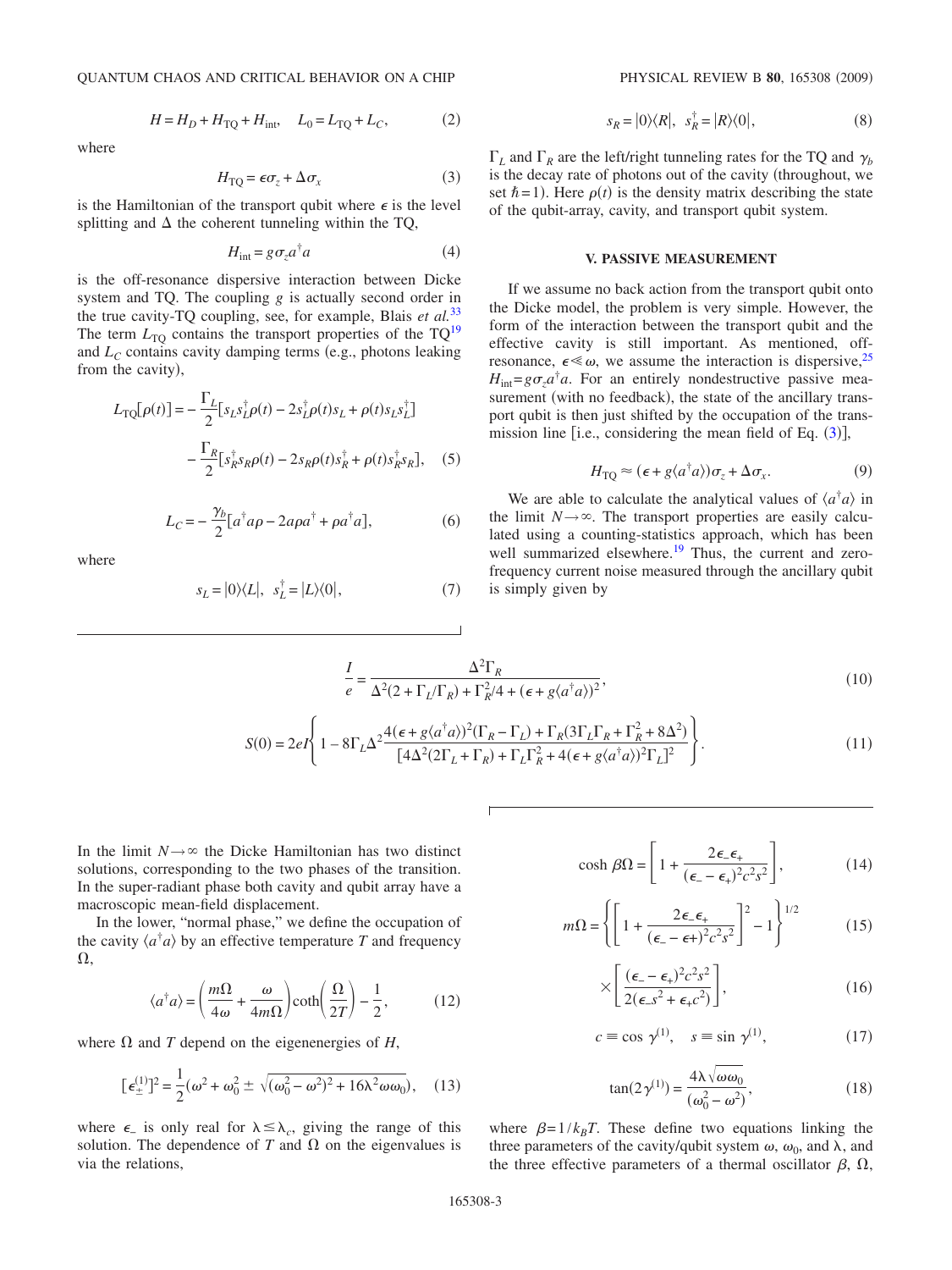$$H = H_D + H_{\rm TQ} + H_{\rm int}, \quad L_0 = L_{\rm TQ} + L_C, \tag{2}$$

where

$$H_{\rm TQ} = \epsilon\sigma_z + \Delta\sigma_x \tag{3}$$

is the Hamiltonian of the transport qubit where $\epsilon$ is the level splitting and $\Delta$ the coherent tunneling within the TQ,

$$H_{\rm int} = g\sigma_z a^\dagger a \tag{4}$$

is the off-resonance dispersive interaction between Dicke system and TQ. The coupling $g$ is actually second order in the true cavity-TQ coupling, see, for example, Blais *et al.*[33] The term $L_{\rm TQ}$ contains the transport properties of the TQ[19] and $L_C$ contains cavity damping terms (e.g., photons leaking from the cavity),

$$L_{\rm TQ}[\rho(t)] = -\frac{\Gamma_L}{2}[s_L s_L^\dagger \rho(t) - 2s_L^\dagger \rho(t) s_L + \rho(t) s_L s_L^\dagger] - \frac{\Gamma_R}{2}[s_R^\dagger s_R \rho(t) - 2s_R \rho(t) s_R^\dagger + \rho(t) s_R^\dagger s_R], \tag{5}$$

$$L_C = -\frac{\gamma_b}{2}[a^\dagger a \rho - 2a\rho a^\dagger + \rho a^\dagger a], \tag{6}$$

where

$$s_L = |0\rangle\langle L|, \quad s_L^\dagger = |L\rangle\langle 0|, \tag{7}$$

$$s_R = |0\rangle\langle R|, \quad s_R^\dagger = |R\rangle\langle 0|, \tag{8}$$

$\Gamma_L$ and $\Gamma_R$ are the left/right tunneling rates for the TQ and $\gamma_b$ is the decay rate of photons out of the cavity (throughout, we set $\hbar = 1$). Here $\rho(t)$ is the density matrix describing the state of the qubit-array, cavity, and transport qubit system.

## V. PASSIVE MEASUREMENT

If we assume no back action from the transport qubit onto the Dicke model, the problem is very simple. However, the form of the interaction between the transport qubit and the effective cavity is still important. As mentioned, off-resonance, $\epsilon \ll \omega$, we assume the interaction is dispersive,[25] $H_{\rm int} = g\sigma_z a^\dagger a$. For an entirely nondestructive passive measurement (with no feedback), the state of the ancillary transport qubit is then just shifted by the occupation of the transmission line [i.e., considering the mean field of Eq. (3)],

$$H_{\rm TQ} \approx (\epsilon + g\langle a^\dagger a\rangle)\sigma_z + \Delta\sigma_x. \tag{9}$$

We are able to calculate the analytical values of $\langle a^\dagger a\rangle$ in the limit $N \to \infty$. The transport properties are easily calculated using a counting-statistics approach, which has been well summarized elsewhere.[19] Thus, the current and zero-frequency current noise measured through the ancillary qubit is simply given by

$$\frac{I}{e} = \frac{\Delta^2 \Gamma_R}{\Delta^2(2 + \Gamma_L/\Gamma_R) + \Gamma_R^2/4 + (\epsilon + g\langle a^\dagger a\rangle)^2}, \tag{10}$$

$$S(0) = 2eI\left\{1 - 8\Gamma_L \Delta^2 \frac{4(\epsilon + g\langle a^\dagger a\rangle)^2(\Gamma_R - \Gamma_L) + \Gamma_R(3\Gamma_L\Gamma_R + \Gamma_R^2 + 8\Delta^2)}{[4\Delta^2(2\Gamma_L + \Gamma_R) + \Gamma_L\Gamma_R^2 + 4(\epsilon + g\langle a^\dagger a\rangle)^2\Gamma_L]^2}\right\}. \tag{11}$$

In the limit $N \to \infty$ the Dicke Hamiltonian has two distinct solutions, corresponding to the two phases of the transition. In the super-radiant phase both cavity and qubit array have a macroscopic mean-field displacement.

In the lower, "normal phase," we define the occupation of the cavity $\langle a^\dagger a\rangle$ by an effective temperature $T$ and frequency $\Omega$,

$$\langle a^\dagger a\rangle = \left(\frac{m\Omega}{4\omega} + \frac{\omega}{4m\Omega}\right)\coth\left(\frac{\Omega}{2T}\right) - \frac{1}{2}, \tag{12}$$

where $\Omega$ and $T$ depend on the eigenenergies of $H$,

$$[\epsilon_\pm^{(1)}]^2 = \frac{1}{2}\left(\omega^2 + \omega_0^2 \pm \sqrt{(\omega_0^2 - \omega^2)^2 + 16\lambda^2\omega\omega_0}\right), \tag{13}$$

where $\epsilon_-$ is only real for $\lambda \leq \lambda_c$, giving the range of this solution. The dependence of $T$ and $\Omega$ on the eigenvalues is via the relations,

$$\cosh \beta\Omega = \left[1 + \frac{2\epsilon_-\epsilon_+}{(\epsilon_- - \epsilon_+)^2 c^2 s^2}\right], \tag{14}$$

$$m\Omega = \left\{\left[1 + \frac{2\epsilon_-\epsilon_+}{(\epsilon_- - \epsilon +)^2 c^2 s^2}\right]^2 - 1\right\}^{1/2} \tag{15}$$

$$\times \left[\frac{(\epsilon_- - \epsilon_+)^2 c^2 s^2}{2(\epsilon_- s^2 + \epsilon_+ c^2)}\right], \tag{16}$$

$$c \equiv \cos\gamma^{(1)}, \quad s \equiv \sin\gamma^{(1)}, \tag{17}$$

$$\tan(2\gamma^{(1)}) = \frac{4\lambda\sqrt{\omega\omega_0}}{(\omega_0^2 - \omega^2)}, \tag{18}$$

where $\beta = 1/k_B T$. These define two equations linking the three parameters of the cavity/qubit system $\omega$, $\omega_0$, and $\lambda$, and the three effective parameters of a thermal oscillator $\beta$, $\Omega$,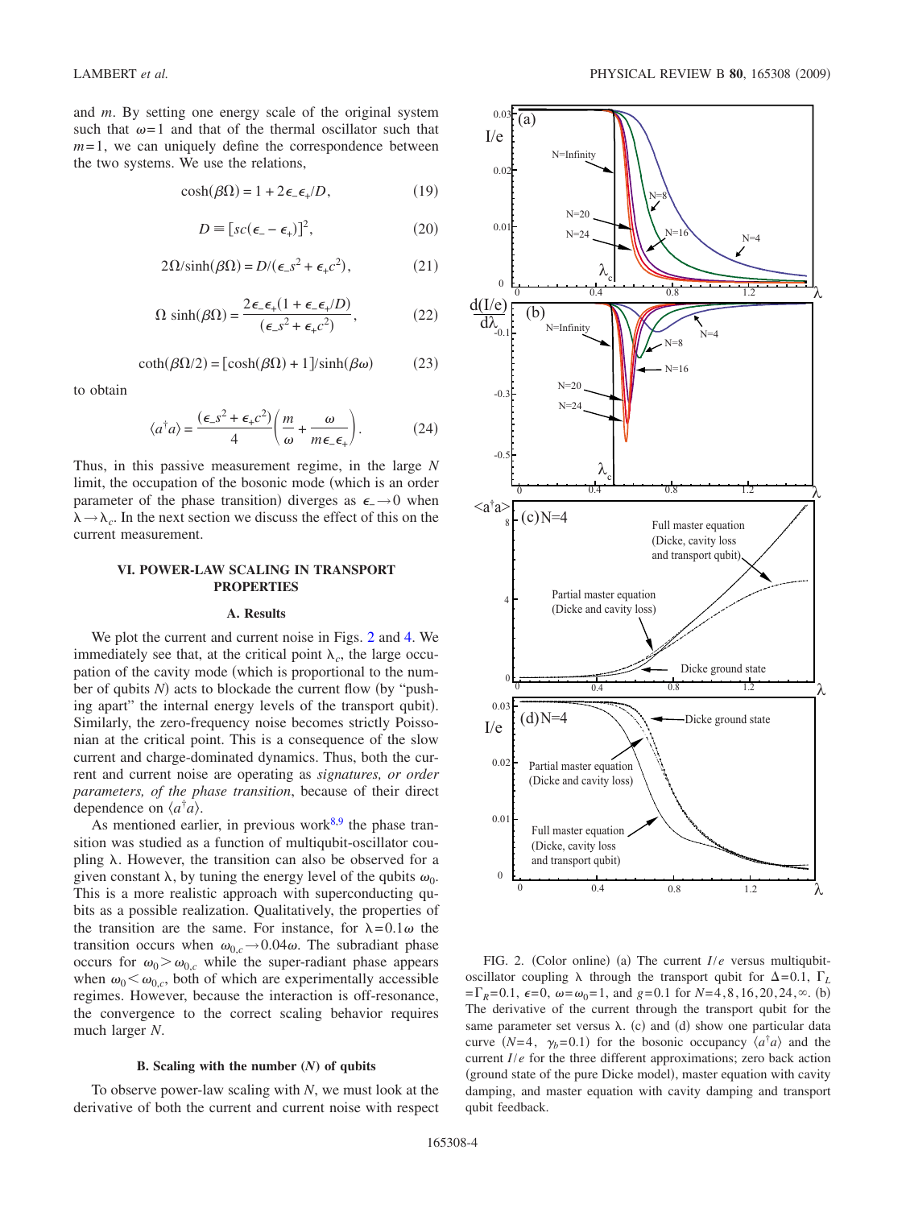and $m$. By setting one energy scale of the original system such that $\omega=1$ and that of the thermal oscillator such that $m=1$, we can uniquely define the correspondence between the two systems. We use the relations,

$$\cosh(\beta\Omega) = 1 + 2\epsilon_{-}\epsilon_{+}/D, \tag{19}$$

$$D \equiv [sc(\epsilon_{-} - \epsilon_{+})]^2, \tag{20}$$

$$2\Omega/\sinh(\beta\Omega) = D/(\epsilon_{-}s^2 + \epsilon_{+}c^2), \tag{21}$$

$$\Omega \sinh(\beta\Omega) = \frac{2\epsilon_{-}\epsilon_{+}(1 + \epsilon_{-}\epsilon_{+}/D)}{(\epsilon_{-}s^2 + \epsilon_{+}c^2)}, \tag{22}$$

$$\coth(\beta\Omega/2) = [\cosh(\beta\Omega) + 1]/\sinh(\beta\omega) \tag{23}$$

to obtain

$$\langle a^{\dagger}a\rangle = \frac{(\epsilon_{-}s^2 + \epsilon_{+}c^2)}{4}\left(\frac{m}{\omega} + \frac{\omega}{m\epsilon_{-}\epsilon_{+}}\right). \tag{24}$$

Thus, in this passive measurement regime, in the large $N$ limit, the occupation of the bosonic mode (which is an order parameter of the phase transition) diverges as $\epsilon_{-}\to 0$ when $\lambda\to\lambda_c$. In the next section we discuss the effect of this on the current measurement.

## VI. POWER-LAW SCALING IN TRANSPORT PROPERTIES

### A. Results

We plot the current and current noise in Figs. 2 and 4. We immediately see that, at the critical point $\lambda_c$, the large occupation of the cavity mode (which is proportional to the number of qubits $N$) acts to blockade the current flow (by "pushing apart" the internal energy levels of the transport qubit). Similarly, the zero-frequency noise becomes strictly Poissonian at the critical point. This is a consequence of the slow current and charge-dominated dynamics. Thus, both the current and current noise are operating as *signatures, or order parameters, of the phase transition*, because of their direct dependence on $\langle a^{\dagger}a\rangle$.

As mentioned earlier, in previous work[8,9] the phase transition was studied as a function of multiqubit-oscillator coupling $\lambda$. However, the transition can also be observed for a given constant $\lambda$, by tuning the energy level of the qubits $\omega_0$. This is a more realistic approach with superconducting qubits as a possible realization. Qualitatively, the properties of the transition are the same. For instance, for $\lambda=0.1\omega$ the transition occurs when $\omega_{0,c}\to 0.04\omega$. The subradiant phase occurs for $\omega_0>\omega_{0,c}$ while the super-radiant phase appears when $\omega_0<\omega_{0,c}$, both of which are experimentally accessible regimes. However, because the interaction is off-resonance, the convergence to the correct scaling behavior requires much larger $N$.

### B. Scaling with the number ($N$) of qubits

To observe power-law scaling with $N$, we must look at the derivative of both the current and current noise with respect

FIG. 2. (Color online) (a) The current $I/e$ versus multiqubit-oscillator coupling $\lambda$ through the transport qubit for $\Delta=0.1$, $\Gamma_L=\Gamma_R=0.1$, $\epsilon=0$, $\omega=\omega_0=1$, and $g=0.1$ for $N=4,8,16,20,24,\infty$. (b) The derivative of the current through the transport qubit for the same parameter set versus $\lambda$. (c) and (d) show one particular data curve ($N=4$, $\gamma_b=0.1$) for the bosonic occupancy $\langle a^{\dagger}a\rangle$ and the current $I/e$ for the three different approximations; zero back action (ground state of the pure Dicke model), master equation with cavity damping, and master equation with cavity damping and transport qubit feedback.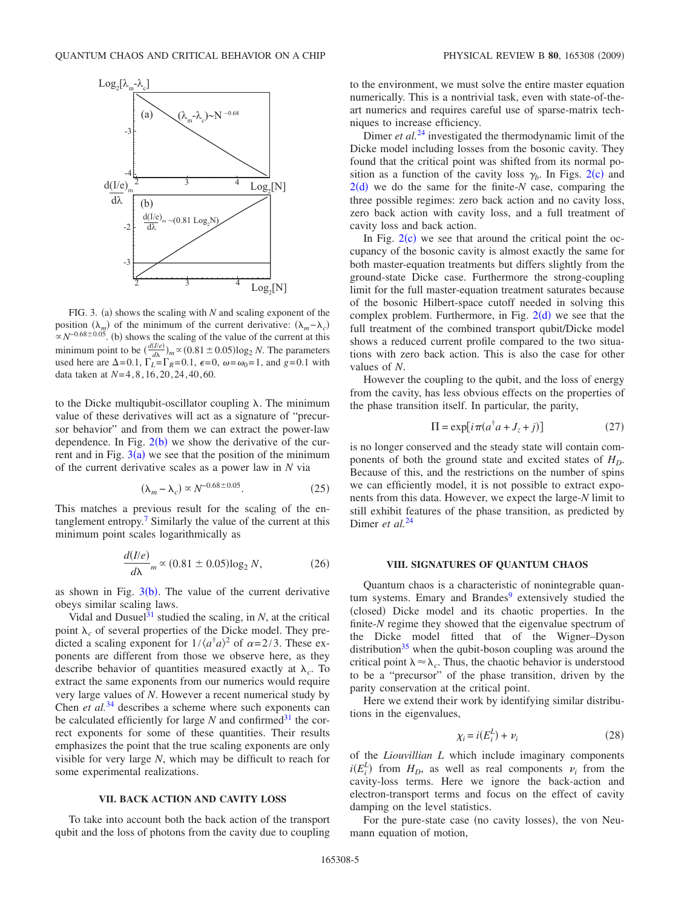FIG. 3. (a) shows the scaling with $N$ and scaling exponent of the position $(\lambda_m)$ of the minimum of the current derivative: $(\lambda_m-\lambda_c) \propto N^{-0.68\pm0.05}$. (b) shows the scaling of the value of the current at this minimum point to be $(\frac{d(I/e)}{d\lambda})_m \propto (0.81\pm0.05)\log_2 N$. The parameters used here are $\Delta=0.1$, $\Gamma_L=\Gamma_R=0.1$, $\epsilon=0$, $\omega=\omega_0=1$, and $g=0.1$ with data taken at $N=4,8,16,20,24,40,60$.

to the Dicke multiqubit-oscillator coupling $\lambda$. The minimum value of these derivatives will act as a signature of "precursor behavior" and from them we can extract the power-law dependence. In Fig. 2(b) we show the derivative of the current and in Fig. 3(a) we see that the position of the minimum of the current derivative scales as a power law in $N$ via

$$(\lambda_m - \lambda_c) \propto N^{-0.68\pm0.05}. \tag{25}$$

This matches a previous result for the scaling of the entanglement entropy.[7] Similarly the value of the current at this minimum point scales logarithmically as

$$\frac{d(I/e)}{d\lambda}_m \propto (0.81 \pm 0.05)\log_2 N, \tag{26}$$

as shown in Fig. 3(b). The value of the current derivative obeys similar scaling laws.

Vidal and Dusuel[31] studied the scaling, in $N$, at the critical point $\lambda_c$ of several properties of the Dicke model. They predicted a scaling exponent for $1/\langle a^\dagger a\rangle^2$ of $\alpha=2/3$. These exponents are different from those we observe here, as they describe behavior of quantities measured exactly at $\lambda_c$. To extract the same exponents from our numerics would require very large values of $N$. However a recent numerical study by Chen *et al.*[34] describes a scheme where such exponents can be calculated efficiently for large $N$ and confirmed[31] the correct exponents for some of these quantities. Their results emphasize the point that the true scaling exponents are only visible for very large $N$, which may be difficult to reach for some experimental realizations.

## VII. BACK ACTION AND CAVITY LOSS

To take into account both the back action of the transport qubit and the loss of photons from the cavity due to coupling to the environment, we must solve the entire master equation numerically. This is a nontrivial task, even with state-of-the-art numerics and requires careful use of sparse-matrix techniques to increase efficiency.

Dimer *et al.*[24] investigated the thermodynamic limit of the Dicke model including losses from the bosonic cavity. They found that the critical point was shifted from its normal position as a function of the cavity loss $\gamma_b$. In Figs. 2(c) and 2(d) we do the same for the finite-$N$ case, comparing the three possible regimes: zero back action and no cavity loss, zero back action with cavity loss, and a full treatment of cavity loss and back action.

In Fig. 2(c) we see that around the critical point the occupancy of the bosonic cavity is almost exactly the same for both master-equation treatments but differs slightly from the ground-state Dicke case. Furthermore the strong-coupling limit for the full master-equation treatment saturates because of the bosonic Hilbert-space cutoff needed in solving this complex problem. Furthermore, in Fig. 2(d) we see that the full treatment of the combined transport qubit/Dicke model shows a reduced current profile compared to the two situations with zero back action. This is also the case for other values of $N$.

However the coupling to the qubit, and the loss of energy from the cavity, has less obvious effects on the properties of the phase transition itself. In particular, the parity,

$$\Pi = \exp[i\pi(a^\dagger a + J_z + j)] \tag{27}$$

is no longer conserved and the steady state will contain components of both the ground state and excited states of $H_D$. Because of this, and the restrictions on the number of spins we can efficiently model, it is not possible to extract exponents from this data. However, we expect the large-$N$ limit to still exhibit features of the phase transition, as predicted by Dimer *et al.*[24]

## VIII. SIGNATURES OF QUANTUM CHAOS

Quantum chaos is a characteristic of nonintegrable quantum systems. Emary and Brandes[9] extensively studied the (closed) Dicke model and its chaotic properties. In the finite-$N$ regime they showed that the eigenvalue spectrum of the Dicke model fitted that of the Wigner–Dyson distribution[35] when the qubit-boson coupling was around the critical point $\lambda \approx \lambda_c$. Thus, the chaotic behavior is understood to be a "precursor" of the phase transition, driven by the parity conservation at the critical point.

Here we extend their work by identifying similar distributions in the eigenvalues,

$$\chi_i = i(E_i^L) + \nu_i \tag{28}$$

of the *Liouvillian* $L$ which include imaginary components $i(E_i^L)$ from $H_D$, as well as real components $\nu_i$ from the cavity-loss terms. Here we ignore the back-action and electron-transport terms and focus on the effect of cavity damping on the level statistics.

For the pure-state case (no cavity losses), the von Neumann equation of motion,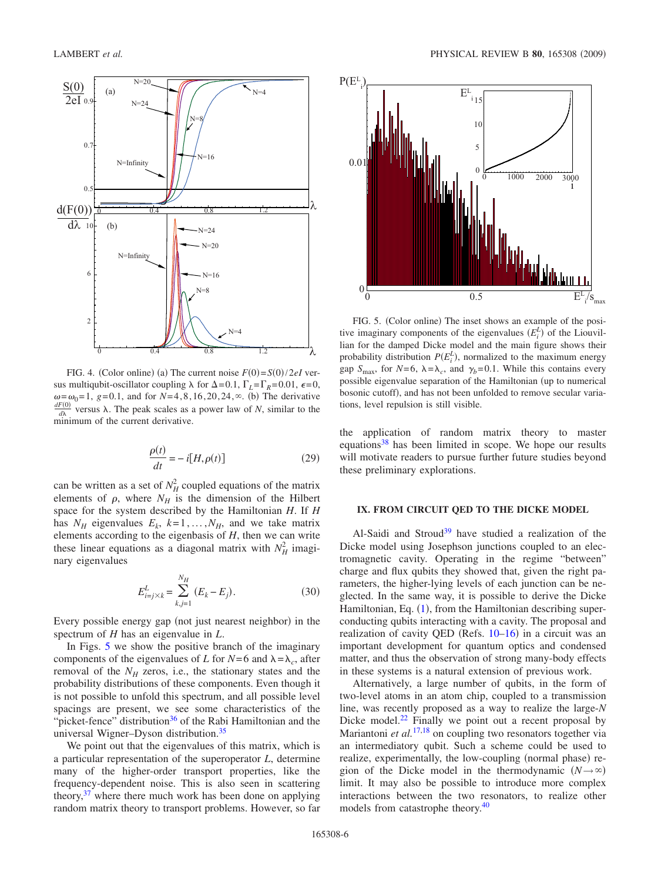FIG. 4. (Color online) (a) The current noise $F(0)=S(0)/2eI$ versus multiqubit-oscillator coupling $\lambda$ for $\Delta=0.1$, $\Gamma_L=\Gamma_R=0.01$, $\epsilon=0$, $\omega=\omega_0=1$, $g=0.1$, and for $N=4,8,16,20,24,\infty$. (b) The derivative $\frac{dF(0)}{d\lambda}$ versus $\lambda$. The peak scales as a power law of $N$, similar to the minimum of the current derivative.

$$\frac{\rho(t)}{dt} = -i[H,\rho(t)] \tag{29}$$

can be written as a set of $N_H^2$ coupled equations of the matrix elements of $\rho$, where $N_H$ is the dimension of the Hilbert space for the system described by the Hamiltonian $H$. If $H$ has $N_H$ eigenvalues $E_k$, $k=1,\ldots,N_H$, and we take matrix elements according to the eigenbasis of $H$, then we can write these linear equations as a diagonal matrix with $N_H^2$ imaginary eigenvalues

$$E^L_{i=j\times k} = \sum_{k,j=1}^{N_H} (E_k - E_j). \tag{30}$$

Every possible energy gap (not just nearest neighbor) in the spectrum of $H$ has an eigenvalue in $L$.

In Figs. 5 we show the positive branch of the imaginary components of the eigenvalues of $L$ for $N=6$ and $\lambda=\lambda_c$, after removal of the $N_H$ zeros, i.e., the stationary states and the probability distributions of these components. Even though it is not possible to unfold this spectrum, and all possible level spacings are present, we see some characteristics of the "picket-fence" distribution[36] of the Rabi Hamiltonian and the universal Wigner–Dyson distribution.[35]

We point out that the eigenvalues of this matrix, which is a particular representation of the superoperator $L$, determine many of the higher-order transport properties, like the frequency-dependent noise. This is also seen in scattering theory,[37] where there much work has been done on applying random matrix theory to transport problems. However, so far the application of random matrix theory to master equations[38] has been limited in scope. We hope our results will motivate readers to pursue further future studies beyond these preliminary explorations.

FIG. 5. (Color online) The inset shows an example of the positive imaginary components of the eigenvalues ($E^L_i$) of the Liouvillian for the damped Dicke model and the main figure shows their probability distribution $P(E^L_i)$, normalized to the maximum energy gap $S_{\max}$, for $N=6$, $\lambda=\lambda_c$, and $\gamma_b=0.1$. While this contains every possible eigenvalue separation of the Hamiltonian (up to numerical bosonic cutoff), and has not been unfolded to remove secular variations, level repulsion is still visible.

## IX. FROM CIRCUIT QED TO THE DICKE MODEL

Al-Saidi and Stroud[39] have studied a realization of the Dicke model using Josephson junctions coupled to an electromagnetic cavity. Operating in the regime "between" charge and flux qubits they showed that, given the right parameters, the higher-lying levels of each junction can be neglected. In the same way, it is possible to derive the Dicke Hamiltonian, Eq. (1), from the Hamiltonian describing superconducting qubits interacting with a cavity. The proposal and realization of cavity QED (Refs. 10–16) in a circuit was an important development for quantum optics and condensed matter, and thus the observation of strong many-body effects in these systems is a natural extension of previous work.

Alternatively, a large number of qubits, in the form of two-level atoms in an atom chip, coupled to a transmission line, was recently proposed as a way to realize the large-$N$ Dicke model.[22] Finally we point out a recent proposal by Mariantoni *et al.*[17,18] on coupling two resonators together via an intermediatory qubit. Such a scheme could be used to realize, experimentally, the low-coupling (normal phase) region of the Dicke model in the thermodynamic ($N\to\infty$) limit. It may also be possible to introduce more complex interactions between the two resonators, to realize other models from catastrophe theory.[40]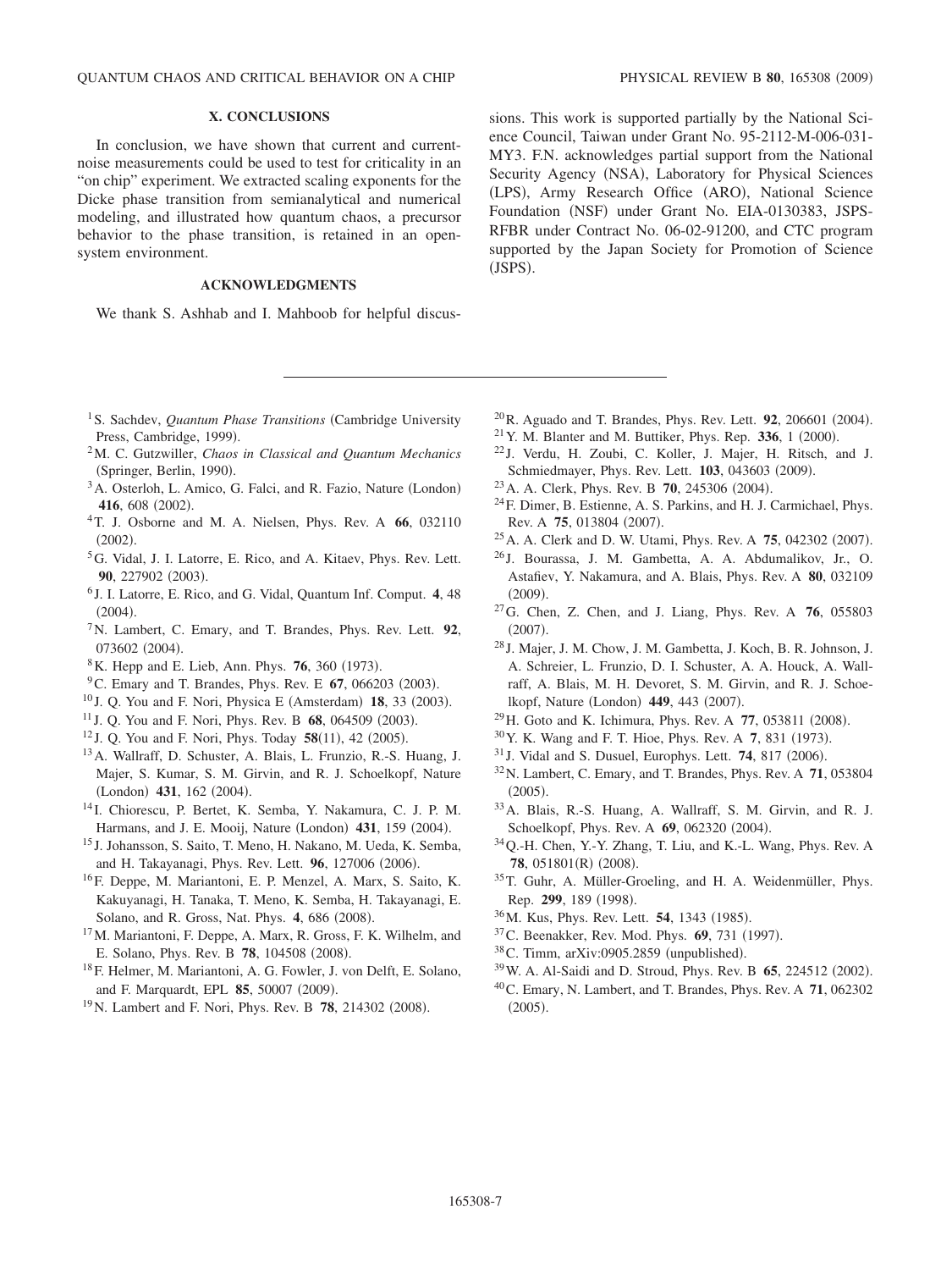## X. CONCLUSIONS

In conclusion, we have shown that current and current-noise measurements could be used to test for criticality in an "on chip" experiment. We extracted scaling exponents for the Dicke phase transition from semianalytical and numerical modeling, and illustrated how quantum chaos, a precursor behavior to the phase transition, is retained in an open-system environment.

## ACKNOWLEDGMENTS

We thank S. Ashhab and I. Mahboob for helpful discussions. This work is supported partially by the National Science Council, Taiwan under Grant No. 95-2112-M-006-031-MY3. F.N. acknowledges partial support from the National Security Agency (NSA), Laboratory for Physical Sciences (LPS), Army Research Office (ARO), National Science Foundation (NSF) under Grant No. EIA-0130383, JSPS-RFBR under Contract No. 06-02-91200, and CTC program supported by the Japan Society for Promotion of Science (JSPS).

---

[1] S. Sachdev, *Quantum Phase Transitions* (Cambridge University Press, Cambridge, 1999).

[2] M. C. Gutzwiller, *Chaos in Classical and Quantum Mechanics* (Springer, Berlin, 1990).

[3] A. Osterloh, L. Amico, G. Falci, and R. Fazio, Nature (London) **416**, 608 (2002).

[4] T. J. Osborne and M. A. Nielsen, Phys. Rev. A **66**, 032110 (2002).

[5] G. Vidal, J. I. Latorre, E. Rico, and A. Kitaev, Phys. Rev. Lett. **90**, 227902 (2003).

[6] J. I. Latorre, E. Rico, and G. Vidal, Quantum Inf. Comput. **4**, 48 (2004).

[7] N. Lambert, C. Emary, and T. Brandes, Phys. Rev. Lett. **92**, 073602 (2004).

[8] K. Hepp and E. Lieb, Ann. Phys. **76**, 360 (1973).

[9] C. Emary and T. Brandes, Phys. Rev. E **67**, 066203 (2003).

[10] J. Q. You and F. Nori, Physica E (Amsterdam) **18**, 33 (2003).

[11] J. Q. You and F. Nori, Phys. Rev. B **68**, 064509 (2003).

[12] J. Q. You and F. Nori, Phys. Today **58**(11), 42 (2005).

[13] A. Wallraff, D. Schuster, A. Blais, L. Frunzio, R.-S. Huang, J. Majer, S. Kumar, S. M. Girvin, and R. J. Schoelkopf, Nature (London) **431**, 162 (2004).

[14] I. Chiorescu, P. Bertet, K. Semba, Y. Nakamura, C. J. P. M. Harmans, and J. E. Mooij, Nature (London) **431**, 159 (2004).

[15] J. Johansson, S. Saito, T. Meno, H. Nakano, M. Ueda, K. Semba, and H. Takayanagi, Phys. Rev. Lett. **96**, 127006 (2006).

[16] F. Deppe, M. Mariantoni, E. P. Menzel, A. Marx, S. Saito, K. Kakuyanagi, H. Tanaka, T. Meno, K. Semba, H. Takayanagi, E. Solano, and R. Gross, Nat. Phys. **4**, 686 (2008).

[17] M. Mariantoni, F. Deppe, A. Marx, R. Gross, F. K. Wilhelm, and E. Solano, Phys. Rev. B **78**, 104508 (2008).

[18] F. Helmer, M. Mariantoni, A. G. Fowler, J. von Delft, E. Solano, and F. Marquardt, EPL **85**, 50007 (2009).

[19] N. Lambert and F. Nori, Phys. Rev. B **78**, 214302 (2008).

[20] R. Aguado and T. Brandes, Phys. Rev. Lett. **92**, 206601 (2004).

[21] Y. M. Blanter and M. Buttiker, Phys. Rep. **336**, 1 (2000).

[22] J. Verdu, H. Zoubi, C. Koller, J. Majer, H. Ritsch, and J. Schmiedmayer, Phys. Rev. Lett. **103**, 043603 (2009).

[23] A. A. Clerk, Phys. Rev. B **70**, 245306 (2004).

[24] F. Dimer, B. Estienne, A. S. Parkins, and H. J. Carmichael, Phys. Rev. A **75**, 013804 (2007).

[25] A. A. Clerk and D. W. Utami, Phys. Rev. A **75**, 042302 (2007).

[26] J. Bourassa, J. M. Gambetta, A. A. Abdumalikov, Jr., O. Astafiev, Y. Nakamura, and A. Blais, Phys. Rev. A **80**, 032109 (2009).

[27] G. Chen, Z. Chen, and J. Liang, Phys. Rev. A **76**, 055803 (2007).

[28] J. Majer, J. M. Chow, J. M. Gambetta, J. Koch, B. R. Johnson, J. A. Schreier, L. Frunzio, D. I. Schuster, A. A. Houck, A. Wallraff, A. Blais, M. H. Devoret, S. M. Girvin, and R. J. Schoelkopf, Nature (London) **449**, 443 (2007).

[29] H. Goto and K. Ichimura, Phys. Rev. A **77**, 053811 (2008).

[30] Y. K. Wang and F. T. Hioe, Phys. Rev. A **7**, 831 (1973).

[31] J. Vidal and S. Dusuel, Europhys. Lett. **74**, 817 (2006).

[32] N. Lambert, C. Emary, and T. Brandes, Phys. Rev. A **71**, 053804 (2005).

[33] A. Blais, R.-S. Huang, A. Wallraff, S. M. Girvin, and R. J. Schoelkopf, Phys. Rev. A **69**, 062320 (2004).

[34] Q.-H. Chen, Y.-Y. Zhang, T. Liu, and K.-L. Wang, Phys. Rev. A **78**, 051801(R) (2008).

[35] T. Guhr, A. Müller-Groeling, and H. A. Weidenmüller, Phys. Rep. **299**, 189 (1998).

[36] M. Kus, Phys. Rev. Lett. **54**, 1343 (1985).

[37] C. Beenakker, Rev. Mod. Phys. **69**, 731 (1997).

[38] C. Timm, arXiv:0905.2859 (unpublished).

[39] W. A. Al-Saidi and D. Stroud, Phys. Rev. B **65**, 224512 (2002).

[40] C. Emary, N. Lambert, and T. Brandes, Phys. Rev. A **71**, 062302 (2005).